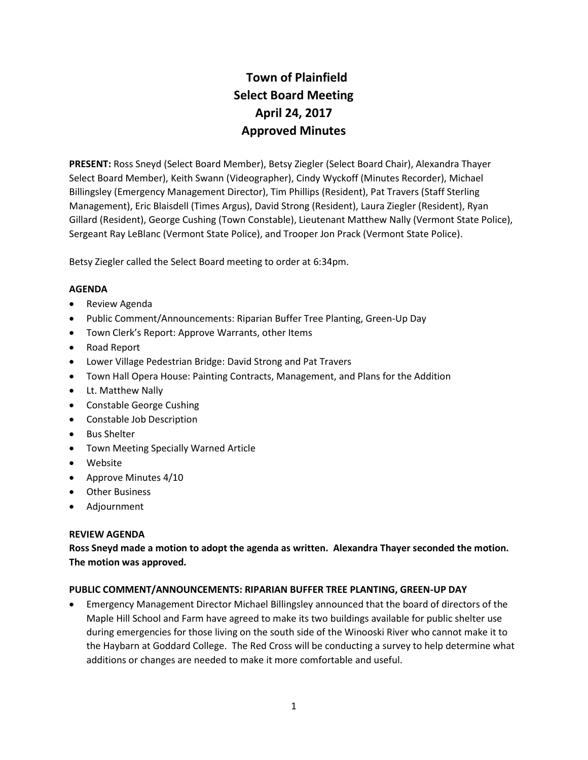# Town of Plainfield
# Select Board Meeting
# April 24, 2017
# Approved Minutes

**PRESENT:** Ross Sneyd (Select Board Member), Betsy Ziegler (Select Board Chair), Alexandra Thayer Select Board Member), Keith Swann (Videographer), Cindy Wyckoff (Minutes Recorder), Michael Billingsley (Emergency Management Director), Tim Phillips (Resident), Pat Travers (Staff Sterling Management), Eric Blaisdell (Times Argus), David Strong (Resident), Laura Ziegler (Resident), Ryan Gillard (Resident), George Cushing (Town Constable), Lieutenant Matthew Nally (Vermont State Police), Sergeant Ray LeBlanc (Vermont State Police), and Trooper Jon Prack (Vermont State Police).

Betsy Ziegler called the Select Board meeting to order at 6:34pm.

**AGENDA**

- Review Agenda
- Public Comment/Announcements: Riparian Buffer Tree Planting, Green-Up Day
- Town Clerk's Report: Approve Warrants, other Items
- Road Report
- Lower Village Pedestrian Bridge: David Strong and Pat Travers
- Town Hall Opera House: Painting Contracts, Management, and Plans for the Addition
- Lt. Matthew Nally
- Constable George Cushing
- Constable Job Description
- Bus Shelter
- Town Meeting Specially Warned Article
- Website
- Approve Minutes 4/10
- Other Business
- Adjournment

**REVIEW AGENDA**

**Ross Sneyd made a motion to adopt the agenda as written. Alexandra Thayer seconded the motion. The motion was approved.**

**PUBLIC COMMENT/ANNOUNCEMENTS: RIPARIAN BUFFER TREE PLANTING, GREEN-UP DAY**

- Emergency Management Director Michael Billingsley announced that the board of directors of the Maple Hill School and Farm have agreed to make its two buildings available for public shelter use during emergencies for those living on the south side of the Winooski River who cannot make it to the Haybarn at Goddard College. The Red Cross will be conducting a survey to help determine what additions or changes are needed to make it more comfortable and useful.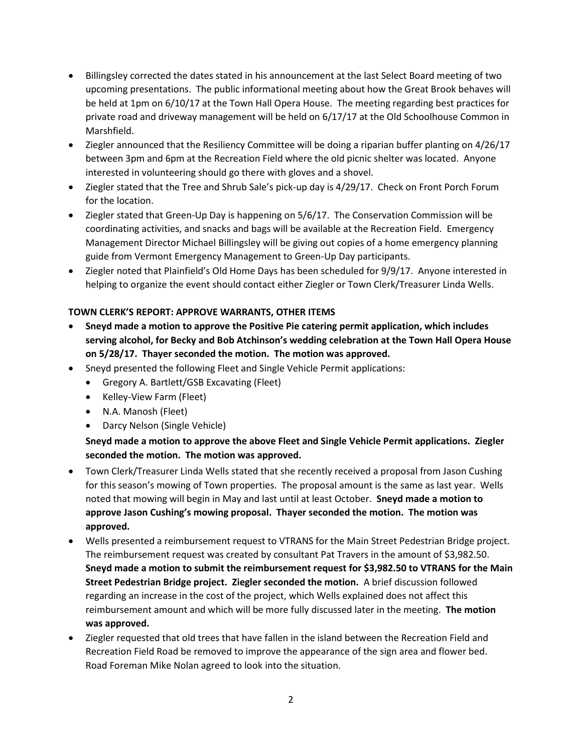- Billingsley corrected the dates stated in his announcement at the last Select Board meeting of two upcoming presentations. The public informational meeting about how the Great Brook behaves will be held at 1pm on 6/10/17 at the Town Hall Opera House. The meeting regarding best practices for private road and driveway management will be held on 6/17/17 at the Old Schoolhouse Common in Marshfield.
- Ziegler announced that the Resiliency Committee will be doing a riparian buffer planting on 4/26/17 between 3pm and 6pm at the Recreation Field where the old picnic shelter was located. Anyone interested in volunteering should go there with gloves and a shovel.
- Ziegler stated that the Tree and Shrub Sale's pick-up day is 4/29/17. Check on Front Porch Forum for the location.
- Ziegler stated that Green-Up Day is happening on 5/6/17. The Conservation Commission will be coordinating activities, and snacks and bags will be available at the Recreation Field. Emergency Management Director Michael Billingsley will be giving out copies of a home emergency planning guide from Vermont Emergency Management to Green-Up Day participants.
- Ziegler noted that Plainfield's Old Home Days has been scheduled for 9/9/17. Anyone interested in helping to organize the event should contact either Ziegler or Town Clerk/Treasurer Linda Wells.

**TOWN CLERK'S REPORT: APPROVE WARRANTS, OTHER ITEMS**

- **Sneyd made a motion to approve the Positive Pie catering permit application, which includes serving alcohol, for Becky and Bob Atchinson's wedding celebration at the Town Hall Opera House on 5/28/17. Thayer seconded the motion. The motion was approved.**
- Sneyd presented the following Fleet and Single Vehicle Permit applications:
  - Gregory A. Bartlett/GSB Excavating (Fleet)
  - Kelley-View Farm (Fleet)
  - N.A. Manosh (Fleet)
  - Darcy Nelson (Single Vehicle)

  **Sneyd made a motion to approve the above Fleet and Single Vehicle Permit applications. Ziegler seconded the motion. The motion was approved.**
- Town Clerk/Treasurer Linda Wells stated that she recently received a proposal from Jason Cushing for this season's mowing of Town properties. The proposal amount is the same as last year. Wells noted that mowing will begin in May and last until at least October. **Sneyd made a motion to approve Jason Cushing's mowing proposal. Thayer seconded the motion. The motion was approved.**
- Wells presented a reimbursement request to VTRANS for the Main Street Pedestrian Bridge project. The reimbursement request was created by consultant Pat Travers in the amount of $3,982.50. **Sneyd made a motion to submit the reimbursement request for $3,982.50 to VTRANS for the Main Street Pedestrian Bridge project. Ziegler seconded the motion.** A brief discussion followed regarding an increase in the cost of the project, which Wells explained does not affect this reimbursement amount and which will be more fully discussed later in the meeting. **The motion was approved.**
- Ziegler requested that old trees that have fallen in the island between the Recreation Field and Recreation Field Road be removed to improve the appearance of the sign area and flower bed. Road Foreman Mike Nolan agreed to look into the situation.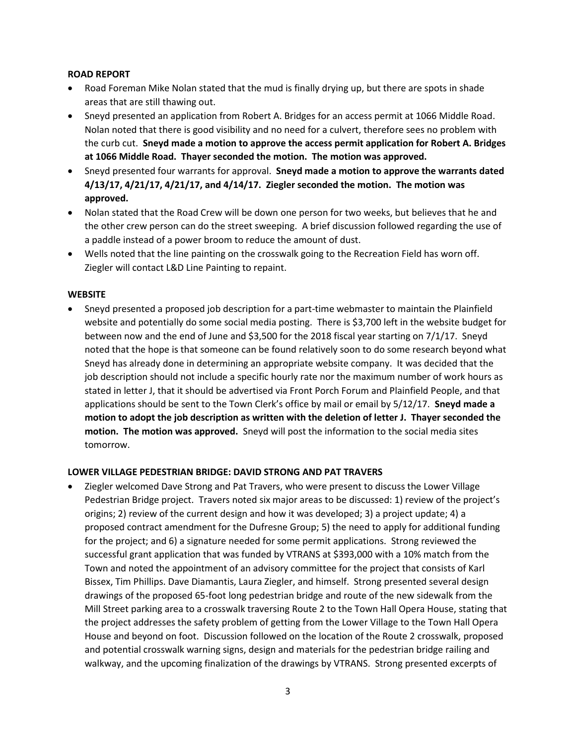**ROAD REPORT**

- Road Foreman Mike Nolan stated that the mud is finally drying up, but there are spots in shade areas that are still thawing out.
- Sneyd presented an application from Robert A. Bridges for an access permit at 1066 Middle Road. Nolan noted that there is good visibility and no need for a culvert, therefore sees no problem with the curb cut. **Sneyd made a motion to approve the access permit application for Robert A. Bridges at 1066 Middle Road. Thayer seconded the motion. The motion was approved.**
- Sneyd presented four warrants for approval. **Sneyd made a motion to approve the warrants dated 4/13/17, 4/21/17, 4/21/17, and 4/14/17. Ziegler seconded the motion. The motion was approved.**
- Nolan stated that the Road Crew will be down one person for two weeks, but believes that he and the other crew person can do the street sweeping. A brief discussion followed regarding the use of a paddle instead of a power broom to reduce the amount of dust.
- Wells noted that the line painting on the crosswalk going to the Recreation Field has worn off. Ziegler will contact L&D Line Painting to repaint.

**WEBSITE**

- Sneyd presented a proposed job description for a part-time webmaster to maintain the Plainfield website and potentially do some social media posting. There is $3,700 left in the website budget for between now and the end of June and $3,500 for the 2018 fiscal year starting on 7/1/17. Sneyd noted that the hope is that someone can be found relatively soon to do some research beyond what Sneyd has already done in determining an appropriate website company. It was decided that the job description should not include a specific hourly rate nor the maximum number of work hours as stated in letter J, that it should be advertised via Front Porch Forum and Plainfield People, and that applications should be sent to the Town Clerk's office by mail or email by 5/12/17. **Sneyd made a motion to adopt the job description as written with the deletion of letter J. Thayer seconded the motion. The motion was approved.** Sneyd will post the information to the social media sites tomorrow.

**LOWER VILLAGE PEDESTRIAN BRIDGE: DAVID STRONG AND PAT TRAVERS**

- Ziegler welcomed Dave Strong and Pat Travers, who were present to discuss the Lower Village Pedestrian Bridge project. Travers noted six major areas to be discussed: 1) review of the project's origins; 2) review of the current design and how it was developed; 3) a project update; 4) a proposed contract amendment for the Dufresne Group; 5) the need to apply for additional funding for the project; and 6) a signature needed for some permit applications. Strong reviewed the successful grant application that was funded by VTRANS at $393,000 with a 10% match from the Town and noted the appointment of an advisory committee for the project that consists of Karl Bissex, Tim Phillips. Dave Diamantis, Laura Ziegler, and himself. Strong presented several design drawings of the proposed 65-foot long pedestrian bridge and route of the new sidewalk from the Mill Street parking area to a crosswalk traversing Route 2 to the Town Hall Opera House, stating that the project addresses the safety problem of getting from the Lower Village to the Town Hall Opera House and beyond on foot. Discussion followed on the location of the Route 2 crosswalk, proposed and potential crosswalk warning signs, design and materials for the pedestrian bridge railing and walkway, and the upcoming finalization of the drawings by VTRANS. Strong presented excerpts of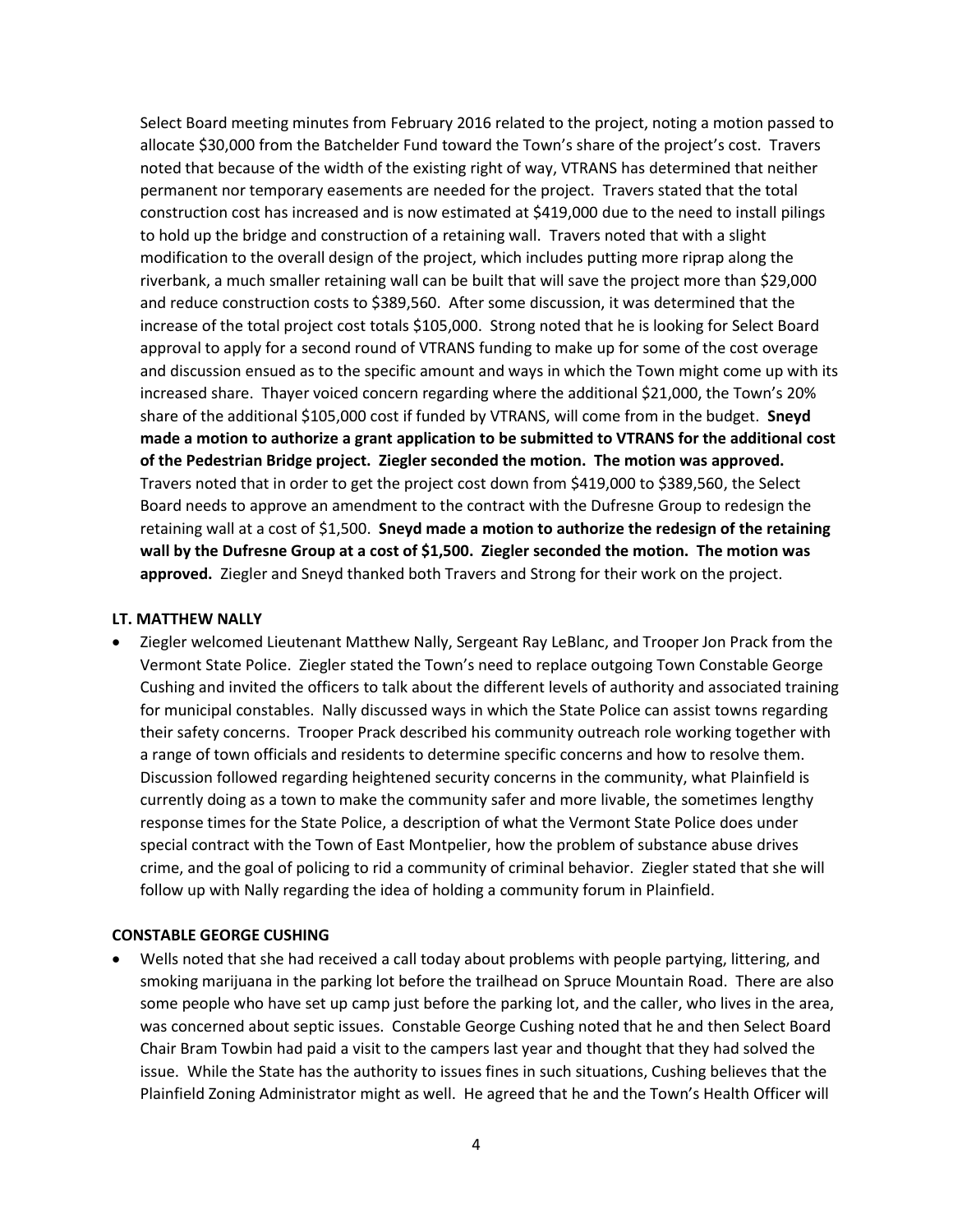Select Board meeting minutes from February 2016 related to the project, noting a motion passed to allocate $30,000 from the Batchelder Fund toward the Town's share of the project's cost. Travers noted that because of the width of the existing right of way, VTRANS has determined that neither permanent nor temporary easements are needed for the project. Travers stated that the total construction cost has increased and is now estimated at $419,000 due to the need to install pilings to hold up the bridge and construction of a retaining wall. Travers noted that with a slight modification to the overall design of the project, which includes putting more riprap along the riverbank, a much smaller retaining wall can be built that will save the project more than $29,000 and reduce construction costs to $389,560. After some discussion, it was determined that the increase of the total project cost totals $105,000. Strong noted that he is looking for Select Board approval to apply for a second round of VTRANS funding to make up for some of the cost overage and discussion ensued as to the specific amount and ways in which the Town might come up with its increased share. Thayer voiced concern regarding where the additional $21,000, the Town's 20% share of the additional $105,000 cost if funded by VTRANS, will come from in the budget. **Sneyd made a motion to authorize a grant application to be submitted to VTRANS for the additional cost of the Pedestrian Bridge project. Ziegler seconded the motion. The motion was approved.** Travers noted that in order to get the project cost down from $419,000 to $389,560, the Select Board needs to approve an amendment to the contract with the Dufresne Group to redesign the retaining wall at a cost of $1,500. **Sneyd made a motion to authorize the redesign of the retaining wall by the Dufresne Group at a cost of $1,500. Ziegler seconded the motion. The motion was approved.** Ziegler and Sneyd thanked both Travers and Strong for their work on the project.

**LT. MATTHEW NALLY**

- Ziegler welcomed Lieutenant Matthew Nally, Sergeant Ray LeBlanc, and Trooper Jon Prack from the Vermont State Police. Ziegler stated the Town's need to replace outgoing Town Constable George Cushing and invited the officers to talk about the different levels of authority and associated training for municipal constables. Nally discussed ways in which the State Police can assist towns regarding their safety concerns. Trooper Prack described his community outreach role working together with a range of town officials and residents to determine specific concerns and how to resolve them. Discussion followed regarding heightened security concerns in the community, what Plainfield is currently doing as a town to make the community safer and more livable, the sometimes lengthy response times for the State Police, a description of what the Vermont State Police does under special contract with the Town of East Montpelier, how the problem of substance abuse drives crime, and the goal of policing to rid a community of criminal behavior. Ziegler stated that she will follow up with Nally regarding the idea of holding a community forum in Plainfield.

**CONSTABLE GEORGE CUSHING**

- Wells noted that she had received a call today about problems with people partying, littering, and smoking marijuana in the parking lot before the trailhead on Spruce Mountain Road. There are also some people who have set up camp just before the parking lot, and the caller, who lives in the area, was concerned about septic issues. Constable George Cushing noted that he and then Select Board Chair Bram Towbin had paid a visit to the campers last year and thought that they had solved the issue. While the State has the authority to issues fines in such situations, Cushing believes that the Plainfield Zoning Administrator might as well. He agreed that he and the Town's Health Officer will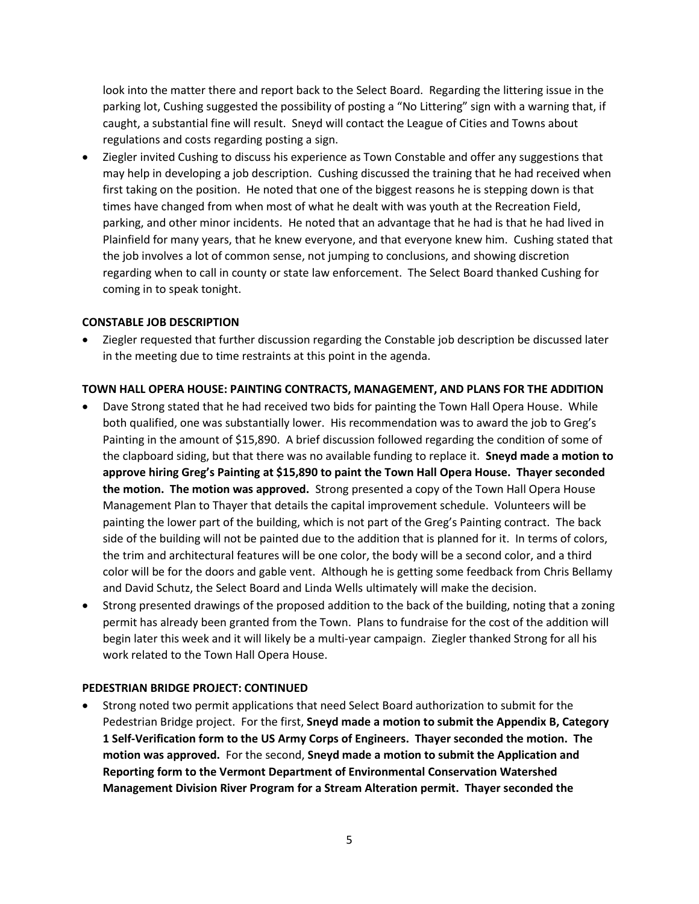look into the matter there and report back to the Select Board. Regarding the littering issue in the parking lot, Cushing suggested the possibility of posting a "No Littering" sign with a warning that, if caught, a substantial fine will result. Sneyd will contact the League of Cities and Towns about regulations and costs regarding posting a sign.

- Ziegler invited Cushing to discuss his experience as Town Constable and offer any suggestions that may help in developing a job description. Cushing discussed the training that he had received when first taking on the position. He noted that one of the biggest reasons he is stepping down is that times have changed from when most of what he dealt with was youth at the Recreation Field, parking, and other minor incidents. He noted that an advantage that he had is that he had lived in Plainfield for many years, that he knew everyone, and that everyone knew him. Cushing stated that the job involves a lot of common sense, not jumping to conclusions, and showing discretion regarding when to call in county or state law enforcement. The Select Board thanked Cushing for coming in to speak tonight.

**CONSTABLE JOB DESCRIPTION**

- Ziegler requested that further discussion regarding the Constable job description be discussed later in the meeting due to time restraints at this point in the agenda.

**TOWN HALL OPERA HOUSE: PAINTING CONTRACTS, MANAGEMENT, AND PLANS FOR THE ADDITION**

- Dave Strong stated that he had received two bids for painting the Town Hall Opera House. While both qualified, one was substantially lower. His recommendation was to award the job to Greg's Painting in the amount of $15,890. A brief discussion followed regarding the condition of some of the clapboard siding, but that there was no available funding to replace it. **Sneyd made a motion to approve hiring Greg's Painting at $15,890 to paint the Town Hall Opera House. Thayer seconded the motion. The motion was approved.** Strong presented a copy of the Town Hall Opera House Management Plan to Thayer that details the capital improvement schedule. Volunteers will be painting the lower part of the building, which is not part of the Greg's Painting contract. The back side of the building will not be painted due to the addition that is planned for it. In terms of colors, the trim and architectural features will be one color, the body will be a second color, and a third color will be for the doors and gable vent. Although he is getting some feedback from Chris Bellamy and David Schutz, the Select Board and Linda Wells ultimately will make the decision.
- Strong presented drawings of the proposed addition to the back of the building, noting that a zoning permit has already been granted from the Town. Plans to fundraise for the cost of the addition will begin later this week and it will likely be a multi-year campaign. Ziegler thanked Strong for all his work related to the Town Hall Opera House.

**PEDESTRIAN BRIDGE PROJECT: CONTINUED**

- Strong noted two permit applications that need Select Board authorization to submit for the Pedestrian Bridge project. For the first, **Sneyd made a motion to submit the Appendix B, Category 1 Self-Verification form to the US Army Corps of Engineers. Thayer seconded the motion. The motion was approved.** For the second, **Sneyd made a motion to submit the Application and Reporting form to the Vermont Department of Environmental Conservation Watershed Management Division River Program for a Stream Alteration permit. Thayer seconded the**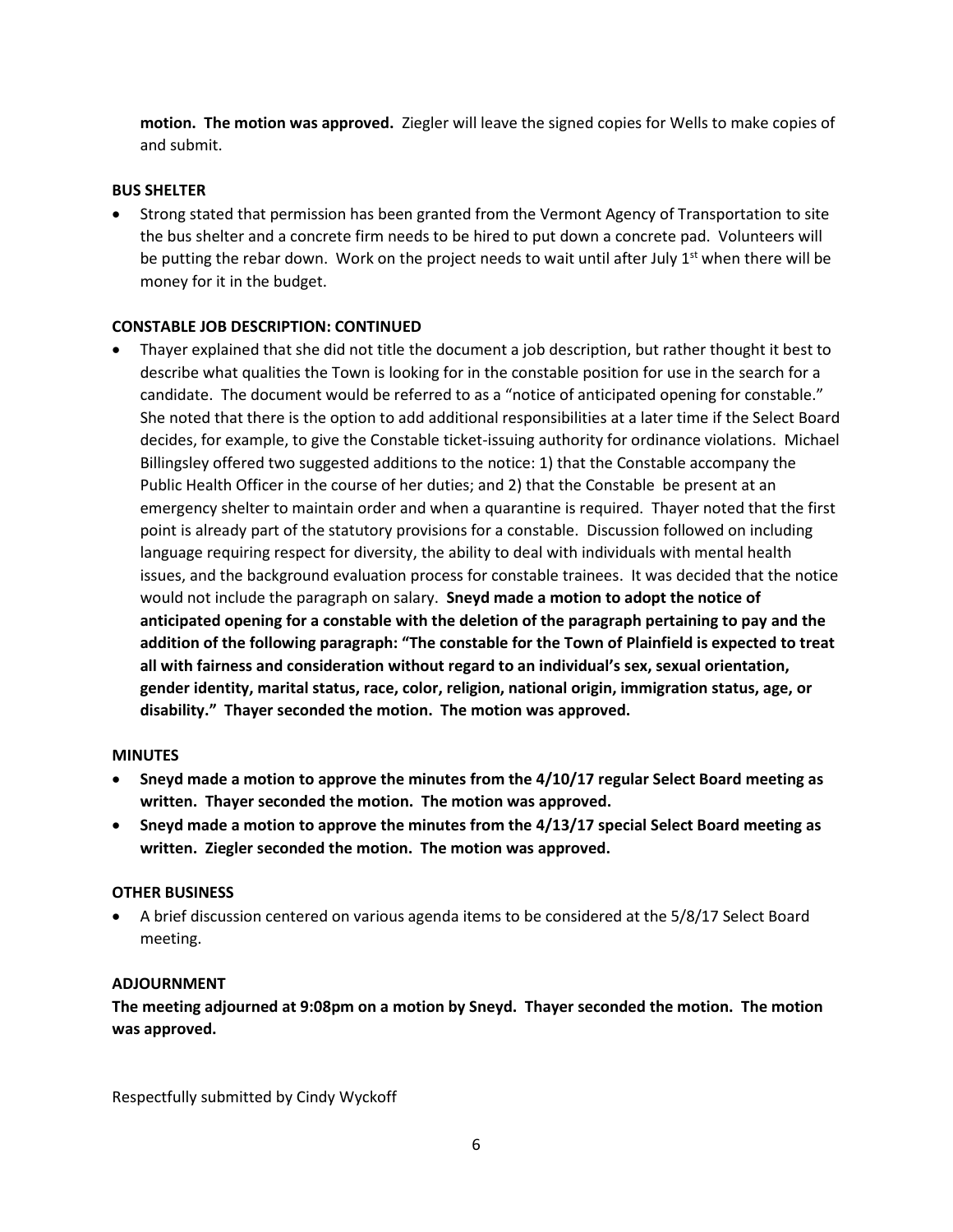**motion. The motion was approved.** Ziegler will leave the signed copies for Wells to make copies of and submit.

**BUS SHELTER**

- Strong stated that permission has been granted from the Vermont Agency of Transportation to site the bus shelter and a concrete firm needs to be hired to put down a concrete pad. Volunteers will be putting the rebar down. Work on the project needs to wait until after July 1st when there will be money for it in the budget.

**CONSTABLE JOB DESCRIPTION: CONTINUED**

- Thayer explained that she did not title the document a job description, but rather thought it best to describe what qualities the Town is looking for in the constable position for use in the search for a candidate. The document would be referred to as a "notice of anticipated opening for constable." She noted that there is the option to add additional responsibilities at a later time if the Select Board decides, for example, to give the Constable ticket-issuing authority for ordinance violations. Michael Billingsley offered two suggested additions to the notice: 1) that the Constable accompany the Public Health Officer in the course of her duties; and 2) that the Constable be present at an emergency shelter to maintain order and when a quarantine is required. Thayer noted that the first point is already part of the statutory provisions for a constable. Discussion followed on including language requiring respect for diversity, the ability to deal with individuals with mental health issues, and the background evaluation process for constable trainees. It was decided that the notice would not include the paragraph on salary. **Sneyd made a motion to adopt the notice of anticipated opening for a constable with the deletion of the paragraph pertaining to pay and the addition of the following paragraph: "The constable for the Town of Plainfield is expected to treat all with fairness and consideration without regard to an individual's sex, sexual orientation, gender identity, marital status, race, color, religion, national origin, immigration status, age, or disability." Thayer seconded the motion. The motion was approved.**

**MINUTES**

- **Sneyd made a motion to approve the minutes from the 4/10/17 regular Select Board meeting as written. Thayer seconded the motion. The motion was approved.**
- **Sneyd made a motion to approve the minutes from the 4/13/17 special Select Board meeting as written. Ziegler seconded the motion. The motion was approved.**

**OTHER BUSINESS**

- A brief discussion centered on various agenda items to be considered at the 5/8/17 Select Board meeting.

**ADJOURNMENT**

**The meeting adjourned at 9:08pm on a motion by Sneyd. Thayer seconded the motion. The motion was approved.**

Respectfully submitted by Cindy Wyckoff